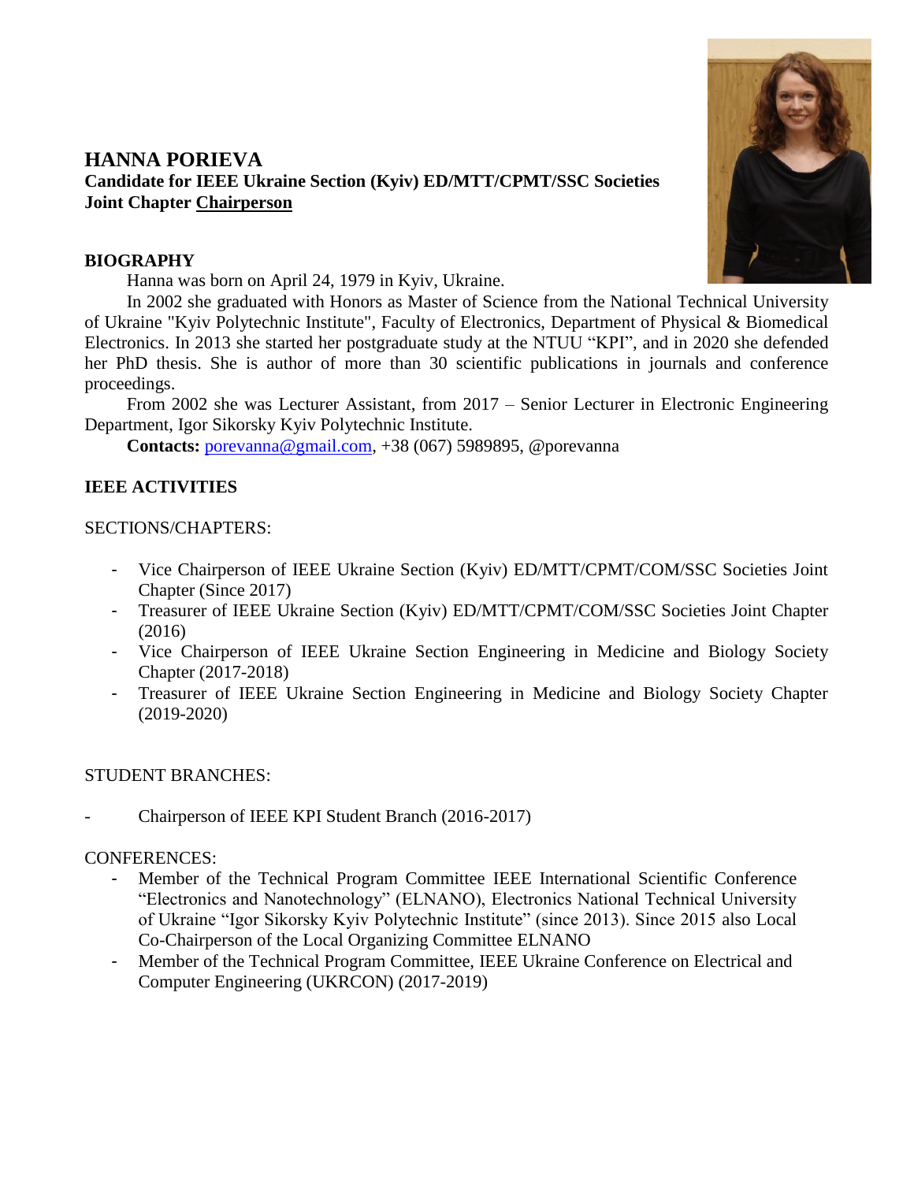# HANNA PORIEVA

**Candidate for IEEE Ukraine Section (Kyiv) ED/MTT/CPMT/SSC Societies Joint Chapter Chairperson**

## BIOGRAPHY

Hanna was born on April 24, 1979 in Kyiv, Ukraine.

In 2002 she graduated with Honors as Master of Science from the National Technical University of Ukraine "Kyiv Polytechnic Institute", Faculty of Electronics, Department of Physical & Biomedical Electronics. In 2013 she started her postgraduate study at the NTUU "KPI", and in 2020 she defended her PhD thesis. She is author of more than 30 scientific publications in journals and conference proceedings.

From 2002 she was Lecturer Assistant, from 2017 – Senior Lecturer in Electronic Engineering Department, Igor Sikorsky Kyiv Polytechnic Institute.

**Contacts:** porevanna@gmail.com, +38 (067) 5989895, @porevanna

## IEEE ACTIVITIES

SECTIONS/CHAPTERS:

- Vice Chairperson of IEEE Ukraine Section (Kyiv) ED/MTT/CPMT/COM/SSC Societies Joint Chapter (Since 2017)
- Treasurer of IEEE Ukraine Section (Kyiv) ED/MTT/CPMT/COM/SSC Societies Joint Chapter (2016)
- Vice Chairperson of IEEE Ukraine Section Engineering in Medicine and Biology Society Chapter (2017-2018)
- Treasurer of IEEE Ukraine Section Engineering in Medicine and Biology Society Chapter (2019-2020)

STUDENT BRANCHES:

- Chairperson of IEEE KPI Student Branch (2016-2017)

CONFERENCES:

- Member of the Technical Program Committee IEEE International Scientific Conference "Electronics and Nanotechnology" (ELNANO), Electronics National Technical University of Ukraine "Igor Sikorsky Kyiv Polytechnic Institute" (since 2013). Since 2015 also Local Co-Chairperson of the Local Organizing Committee ELNANO
- Member of the Technical Program Committee, IEEE Ukraine Conference on Electrical and Computer Engineering (UKRCON) (2017-2019)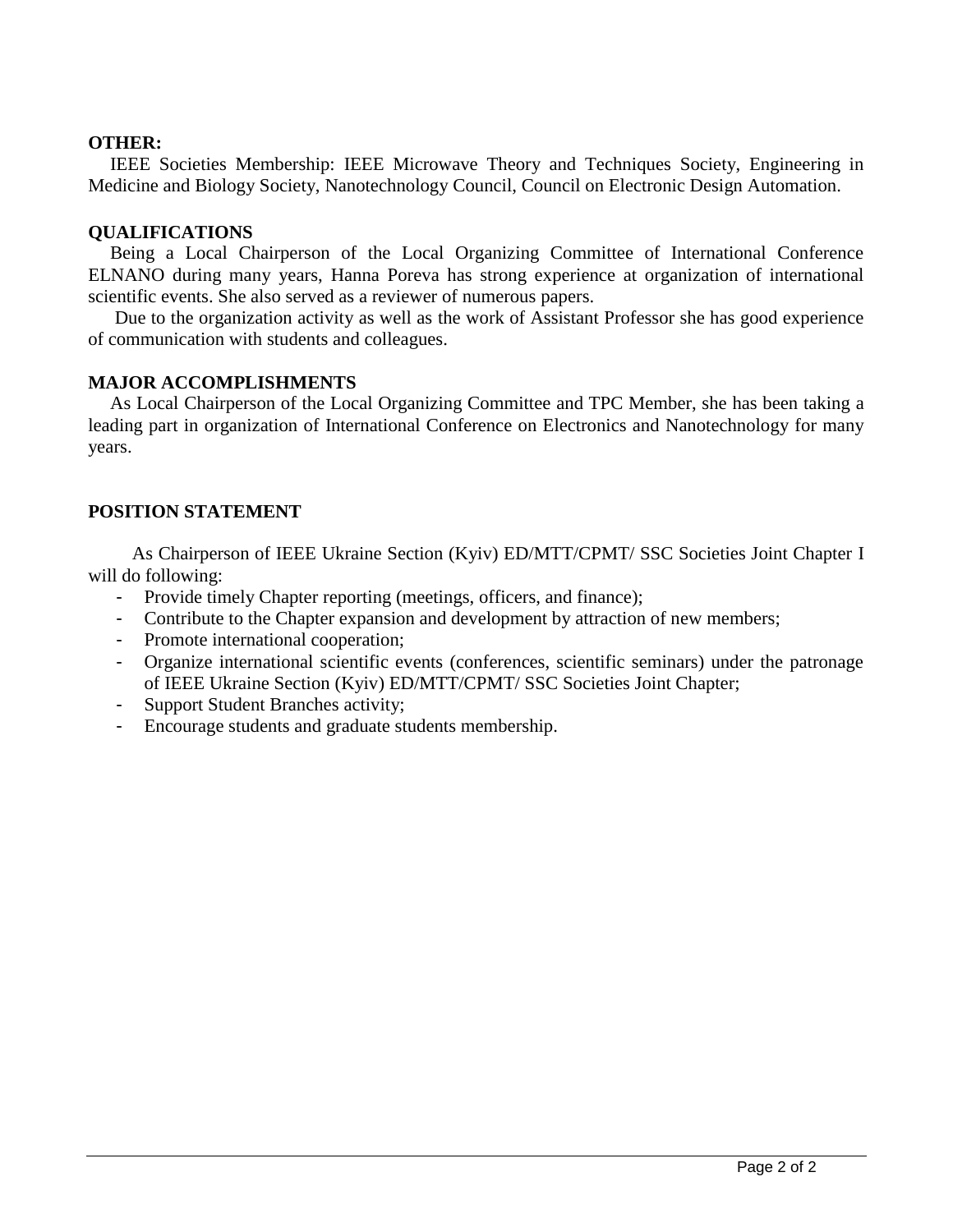**OTHER:**

IEEE Societies Membership: IEEE Microwave Theory and Techniques Society, Engineering in Medicine and Biology Society, Nanotechnology Council, Council on Electronic Design Automation.

**QUALIFICATIONS**

Being a Local Chairperson of the Local Organizing Committee of International Conference ELNANO during many years, Hanna Poreva has strong experience at organization of international scientific events. She also served as a reviewer of numerous papers.

Due to the organization activity as well as the work of Assistant Professor she has good experience of communication with students and colleagues.

**MAJOR ACCOMPLISHMENTS**

As Local Chairperson of the Local Organizing Committee and TPC Member, she has been taking a leading part in organization of International Conference on Electronics and Nanotechnology for many years.

**POSITION STATEMENT**

As Chairperson of IEEE Ukraine Section (Kyiv) ED/MTT/CPMT/ SSC Societies Joint Chapter I will do following:

- Provide timely Chapter reporting (meetings, officers, and finance);
- Contribute to the Chapter expansion and development by attraction of new members;
- Promote international cooperation;
- Organize international scientific events (conferences, scientific seminars) under the patronage of IEEE Ukraine Section (Kyiv) ED/MTT/CPMT/ SSC Societies Joint Chapter;
- Support Student Branches activity;
- Encourage students and graduate students membership.